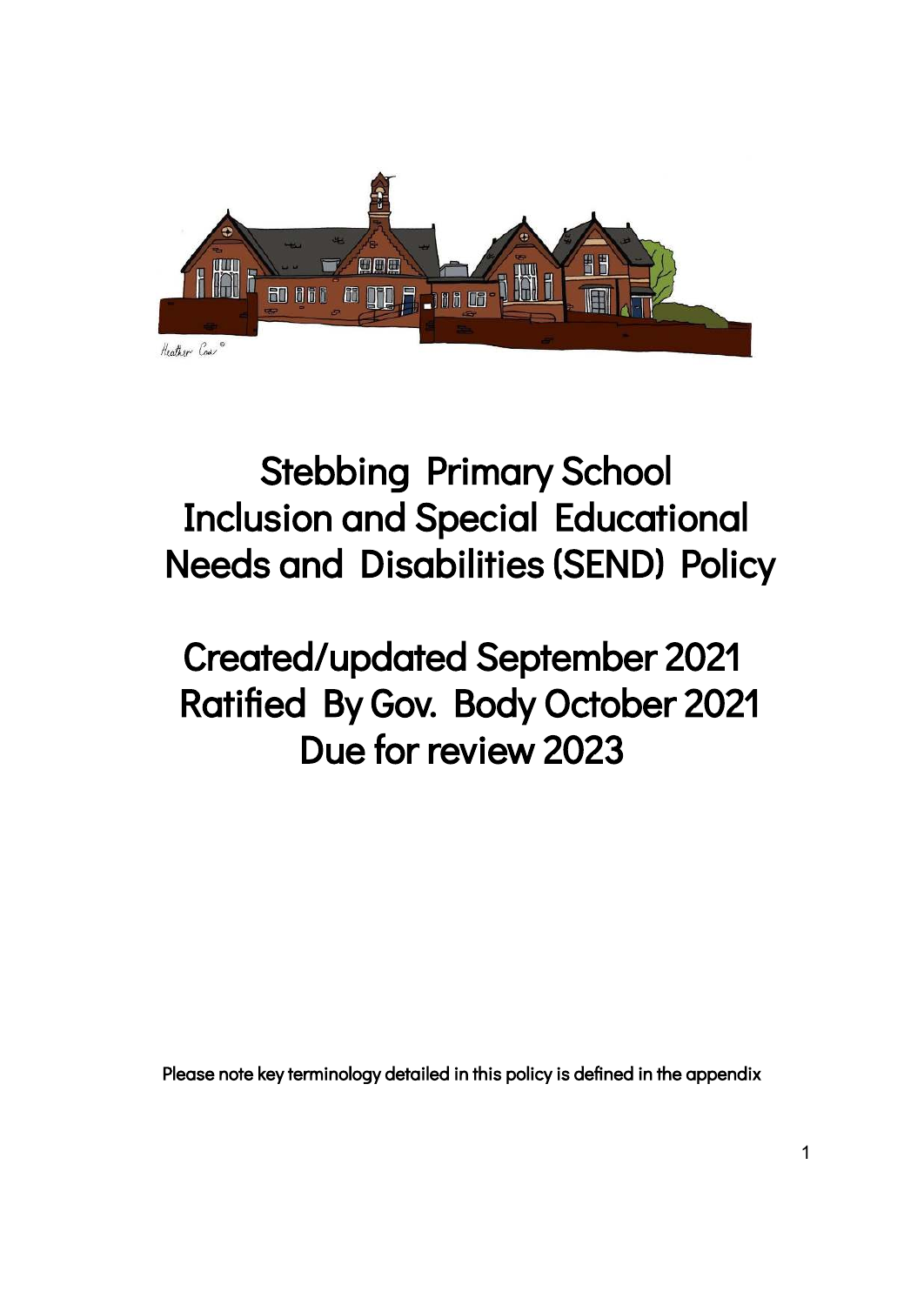# Stebbing Primary School Inclusion and Special Educational Needs and Disabilities (SEND) Policy

## Created/updated September 2021
## Ratified By Gov. Body October 2021
## Due for review 2023

Please note key terminology detailed in this policy is defined in the appendix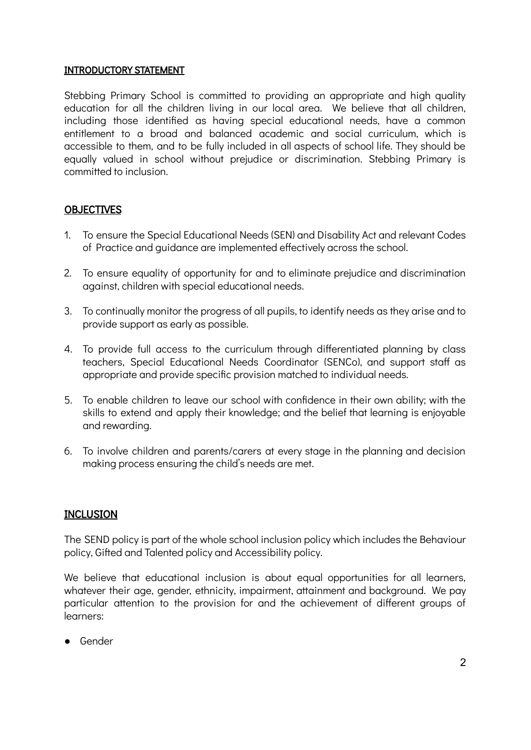## INTRODUCTORY STATEMENT

Stebbing Primary School is committed to providing an appropriate and high quality education for all the children living in our local area. We believe that all children, including those identified as having special educational needs, have a common entitlement to a broad and balanced academic and social curriculum, which is accessible to them, and to be fully included in all aspects of school life. They should be equally valued in school without prejudice or discrimination. Stebbing Primary is committed to inclusion.

## OBJECTIVES

1. To ensure the Special Educational Needs (SEN) and Disability Act and relevant Codes of Practice and guidance are implemented effectively across the school.

2. To ensure equality of opportunity for and to eliminate prejudice and discrimination against, children with special educational needs.

3. To continually monitor the progress of all pupils, to identify needs as they arise and to provide support as early as possible.

4. To provide full access to the curriculum through differentiated planning by class teachers, Special Educational Needs Coordinator (SENCo), and support staff as appropriate and provide specific provision matched to individual needs.

5. To enable children to leave our school with confidence in their own ability; with the skills to extend and apply their knowledge; and the belief that learning is enjoyable and rewarding.

6. To involve children and parents/carers at every stage in the planning and decision making process ensuring the child's needs are met.

## INCLUSION

The SEND policy is part of the whole school inclusion policy which includes the Behaviour policy, Gifted and Talented policy and Accessibility policy.

We believe that educational inclusion is about equal opportunities for all learners, whatever their age, gender, ethnicity, impairment, attainment and background. We pay particular attention to the provision for and the achievement of different groups of learners:

- Gender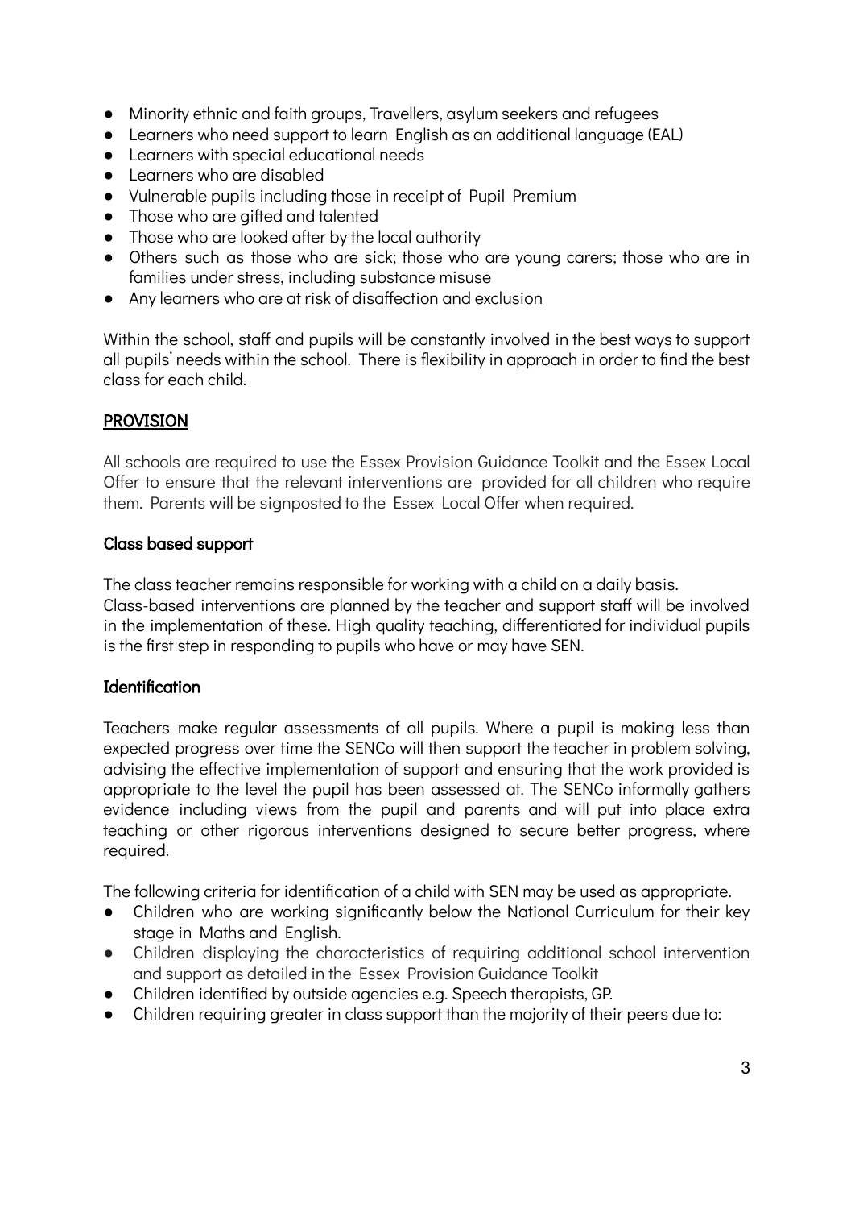- Minority ethnic and faith groups, Travellers, asylum seekers and refugees
- Learners who need support to learn English as an additional language (EAL)
- Learners with special educational needs
- Learners who are disabled
- Vulnerable pupils including those in receipt of Pupil Premium
- Those who are gifted and talented
- Those who are looked after by the local authority
- Others such as those who are sick; those who are young carers; those who are in families under stress, including substance misuse
- Any learners who are at risk of disaffection and exclusion

Within the school, staff and pupils will be constantly involved in the best ways to support all pupils' needs within the school. There is flexibility in approach in order to find the best class for each child.

## PROVISION

All schools are required to use the Essex Provision Guidance Toolkit and the Essex Local Offer to ensure that the relevant interventions are provided for all children who require them. Parents will be signposted to the Essex Local Offer when required.

### Class based support

The class teacher remains responsible for working with a child on a daily basis. Class-based interventions are planned by the teacher and support staff will be involved in the implementation of these. High quality teaching, differentiated for individual pupils is the first step in responding to pupils who have or may have SEN.

### Identification

Teachers make regular assessments of all pupils. Where a pupil is making less than expected progress over time the SENCo will then support the teacher in problem solving, advising the effective implementation of support and ensuring that the work provided is appropriate to the level the pupil has been assessed at. The SENCo informally gathers evidence including views from the pupil and parents and will put into place extra teaching or other rigorous interventions designed to secure better progress, where required.

The following criteria for identification of a child with SEN may be used as appropriate.

- Children who are working significantly below the National Curriculum for their key stage in Maths and English.
- Children displaying the characteristics of requiring additional school intervention and support as detailed in the Essex Provision Guidance Toolkit
- Children identified by outside agencies e.g. Speech therapists, GP.
- Children requiring greater in class support than the majority of their peers due to: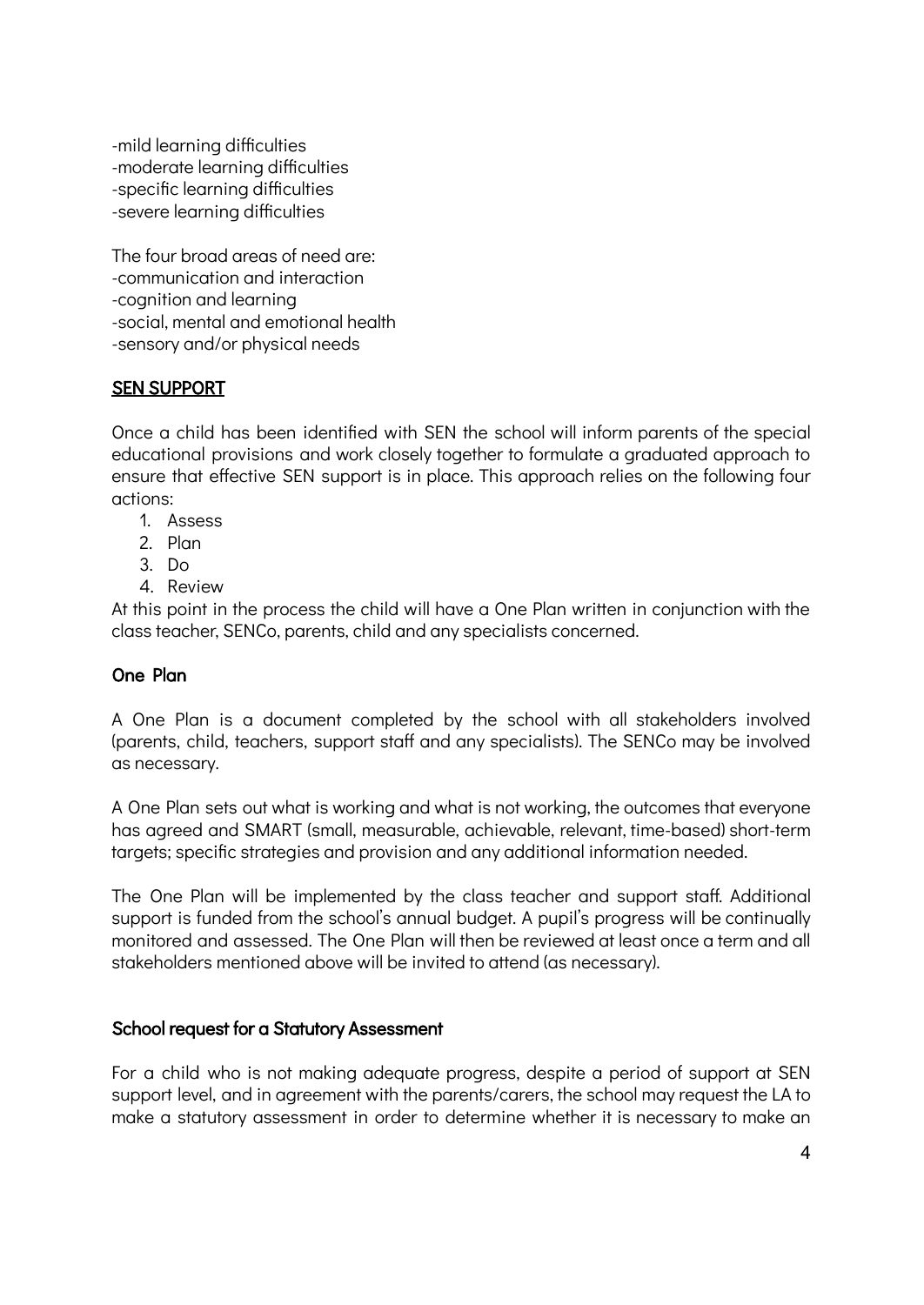-mild learning difficulties
-moderate learning difficulties
-specific learning difficulties
-severe learning difficulties

The four broad areas of need are:
-communication and interaction
-cognition and learning
-social, mental and emotional health
-sensory and/or physical needs

## SEN SUPPORT

Once a child has been identified with SEN the school will inform parents of the special educational provisions and work closely together to formulate a graduated approach to ensure that effective SEN support is in place. This approach relies on the following four actions:

1. Assess
2. Plan
3. Do
4. Review

At this point in the process the child will have a One Plan written in conjunction with the class teacher, SENCo, parents, child and any specialists concerned.

### One Plan

A One Plan is a document completed by the school with all stakeholders involved (parents, child, teachers, support staff and any specialists). The SENCo may be involved as necessary.

A One Plan sets out what is working and what is not working, the outcomes that everyone has agreed and SMART (small, measurable, achievable, relevant, time-based) short-term targets; specific strategies and provision and any additional information needed.

The One Plan will be implemented by the class teacher and support staff. Additional support is funded from the school's annual budget. A pupil's progress will be continually monitored and assessed. The One Plan will then be reviewed at least once a term and all stakeholders mentioned above will be invited to attend (as necessary).

### School request for a Statutory Assessment

For a child who is not making adequate progress, despite a period of support at SEN support level, and in agreement with the parents/carers, the school may request the LA to make a statutory assessment in order to determine whether it is necessary to make an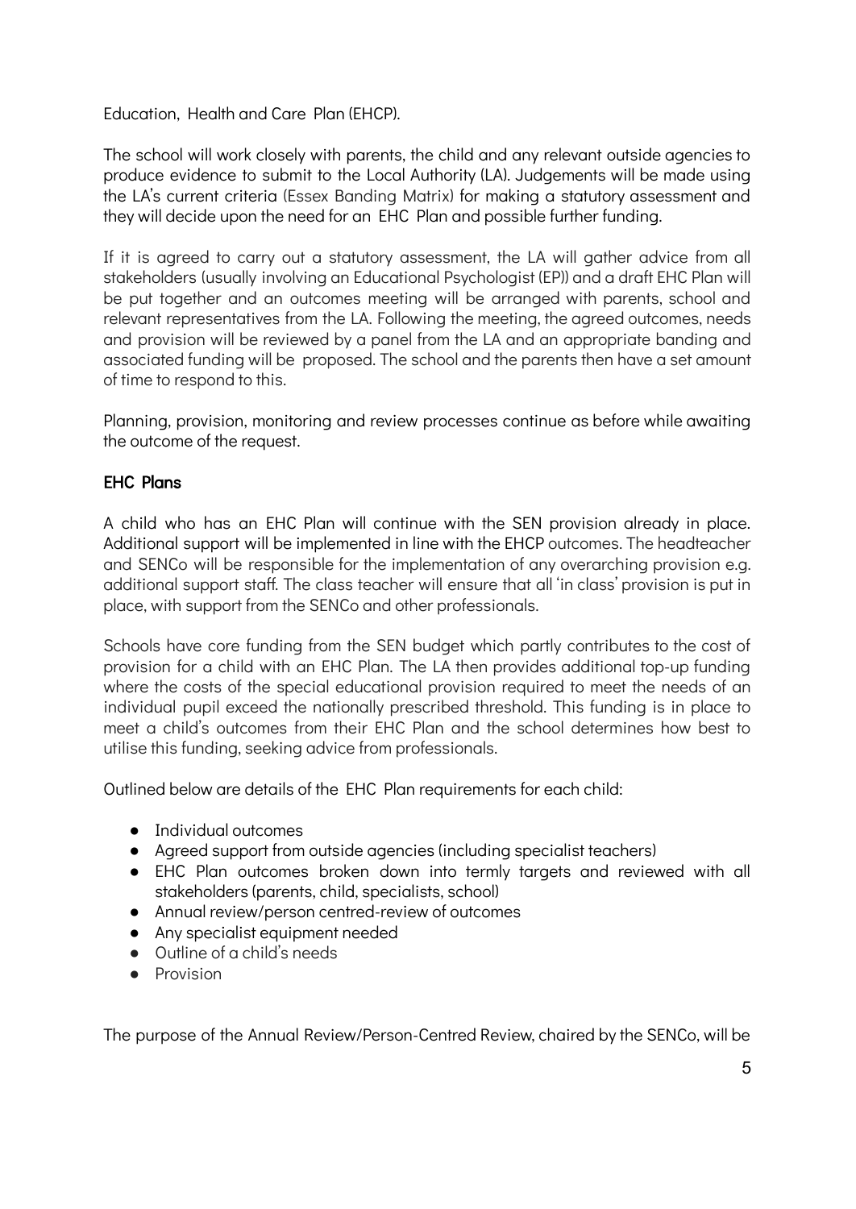Education, Health and Care Plan (EHCP).

The school will work closely with parents, the child and any relevant outside agencies to produce evidence to submit to the Local Authority (LA). Judgements will be made using the LA's current criteria (Essex Banding Matrix) for making a statutory assessment and they will decide upon the need for an EHC Plan and possible further funding.

If it is agreed to carry out a statutory assessment, the LA will gather advice from all stakeholders (usually involving an Educational Psychologist (EP)) and a draft EHC Plan will be put together and an outcomes meeting will be arranged with parents, school and relevant representatives from the LA. Following the meeting, the agreed outcomes, needs and provision will be reviewed by a panel from the LA and an appropriate banding and associated funding will be proposed. The school and the parents then have a set amount of time to respond to this.

Planning, provision, monitoring and review processes continue as before while awaiting the outcome of the request.

### EHC Plans

A child who has an EHC Plan will continue with the SEN provision already in place. Additional support will be implemented in line with the EHCP outcomes. The headteacher and SENCo will be responsible for the implementation of any overarching provision e.g. additional support staff. The class teacher will ensure that all 'in class' provision is put in place, with support from the SENCo and other professionals.

Schools have core funding from the SEN budget which partly contributes to the cost of provision for a child with an EHC Plan. The LA then provides additional top-up funding where the costs of the special educational provision required to meet the needs of an individual pupil exceed the nationally prescribed threshold. This funding is in place to meet a child's outcomes from their EHC Plan and the school determines how best to utilise this funding, seeking advice from professionals.

Outlined below are details of the EHC Plan requirements for each child:

- Individual outcomes
- Agreed support from outside agencies (including specialist teachers)
- EHC Plan outcomes broken down into termly targets and reviewed with all stakeholders (parents, child, specialists, school)
- Annual review/person centred-review of outcomes
- Any specialist equipment needed
- Outline of a child's needs
- Provision

The purpose of the Annual Review/Person-Centred Review, chaired by the SENCo, will be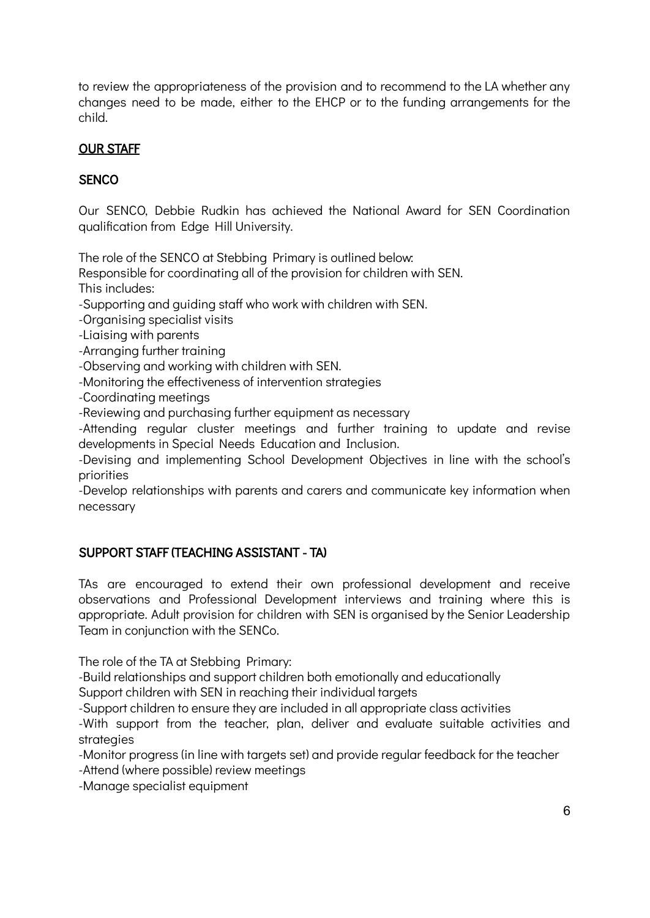to review the appropriateness of the provision and to recommend to the LA whether any changes need to be made, either to the EHCP or to the funding arrangements for the child.

## OUR STAFF

### SENCO

Our SENCO, Debbie Rudkin has achieved the National Award for SEN Coordination qualification from Edge Hill University.

The role of the SENCO at Stebbing Primary is outlined below:
Responsible for coordinating all of the provision for children with SEN.
This includes:

- Supporting and guiding staff who work with children with SEN.
- Organising specialist visits
- Liaising with parents
- Arranging further training
- Observing and working with children with SEN.
- Monitoring the effectiveness of intervention strategies
- Coordinating meetings
- Reviewing and purchasing further equipment as necessary
- Attending regular cluster meetings and further training to update and revise developments in Special Needs Education and Inclusion.
- Devising and implementing School Development Objectives in line with the school's priorities
- Develop relationships with parents and carers and communicate key information when necessary

### SUPPORT STAFF (TEACHING ASSISTANT - TA)

TAs are encouraged to extend their own professional development and receive observations and Professional Development interviews and training where this is appropriate. Adult provision for children with SEN is organised by the Senior Leadership Team in conjunction with the SENCo.

The role of the TA at Stebbing Primary:

- Build relationships and support children both emotionally and educationally
Support children with SEN in reaching their individual targets
- Support children to ensure they are included in all appropriate class activities
- With support from the teacher, plan, deliver and evaluate suitable activities and strategies
- Monitor progress (in line with targets set) and provide regular feedback for the teacher
- Attend (where possible) review meetings
- Manage specialist equipment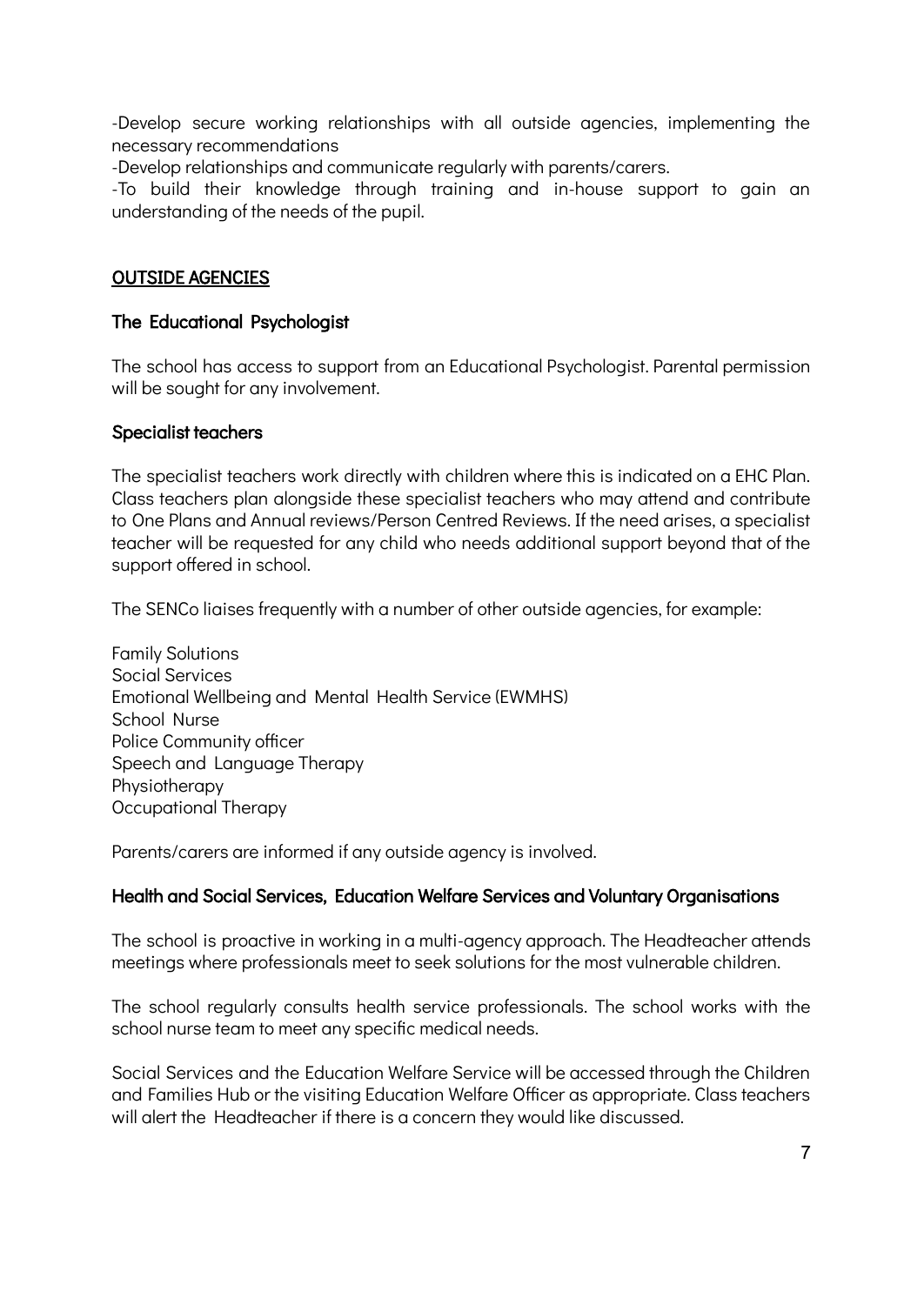-Develop secure working relationships with all outside agencies, implementing the necessary recommendations

-Develop relationships and communicate regularly with parents/carers.

-To build their knowledge through training and in-house support to gain an understanding of the needs of the pupil.

## OUTSIDE AGENCIES

### The Educational Psychologist

The school has access to support from an Educational Psychologist. Parental permission will be sought for any involvement.

### Specialist teachers

The specialist teachers work directly with children where this is indicated on a EHC Plan. Class teachers plan alongside these specialist teachers who may attend and contribute to One Plans and Annual reviews/Person Centred Reviews. If the need arises, a specialist teacher will be requested for any child who needs additional support beyond that of the support offered in school.

The SENCo liaises frequently with a number of other outside agencies, for example:

Family Solutions
Social Services
Emotional Wellbeing and Mental Health Service (EWMHS)
School Nurse
Police Community officer
Speech and Language Therapy
Physiotherapy
Occupational Therapy

Parents/carers are informed if any outside agency is involved.

### Health and Social Services, Education Welfare Services and Voluntary Organisations

The school is proactive in working in a multi-agency approach. The Headteacher attends meetings where professionals meet to seek solutions for the most vulnerable children.

The school regularly consults health service professionals. The school works with the school nurse team to meet any specific medical needs.

Social Services and the Education Welfare Service will be accessed through the Children and Families Hub or the visiting Education Welfare Officer as appropriate. Class teachers will alert the Headteacher if there is a concern they would like discussed.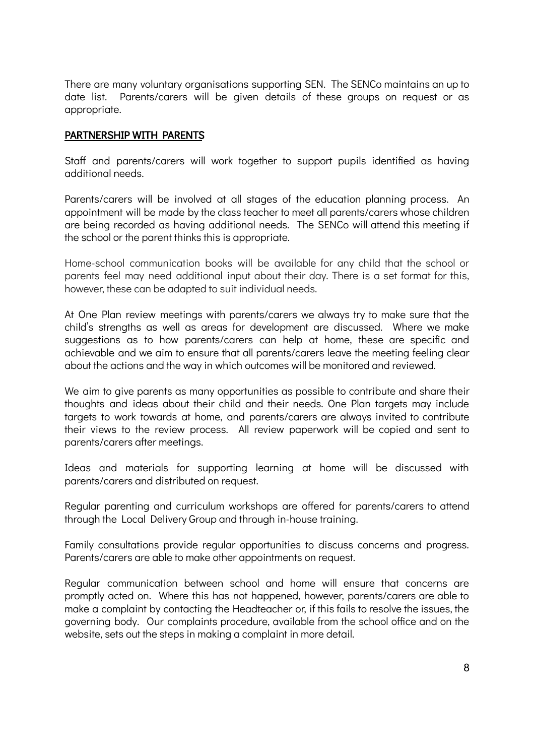There are many voluntary organisations supporting SEN. The SENCo maintains an up to date list. Parents/carers will be given details of these groups on request or as appropriate.

## PARTNERSHIP WITH PARENTS

Staff and parents/carers will work together to support pupils identified as having additional needs.

Parents/carers will be involved at all stages of the education planning process. An appointment will be made by the class teacher to meet all parents/carers whose children are being recorded as having additional needs. The SENCo will attend this meeting if the school or the parent thinks this is appropriate.

Home-school communication books will be available for any child that the school or parents feel may need additional input about their day. There is a set format for this, however, these can be adapted to suit individual needs.

At One Plan review meetings with parents/carers we always try to make sure that the child's strengths as well as areas for development are discussed. Where we make suggestions as to how parents/carers can help at home, these are specific and achievable and we aim to ensure that all parents/carers leave the meeting feeling clear about the actions and the way in which outcomes will be monitored and reviewed.

We aim to give parents as many opportunities as possible to contribute and share their thoughts and ideas about their child and their needs. One Plan targets may include targets to work towards at home, and parents/carers are always invited to contribute their views to the review process. All review paperwork will be copied and sent to parents/carers after meetings.

Ideas and materials for supporting learning at home will be discussed with parents/carers and distributed on request.

Regular parenting and curriculum workshops are offered for parents/carers to attend through the Local Delivery Group and through in-house training.

Family consultations provide regular opportunities to discuss concerns and progress. Parents/carers are able to make other appointments on request.

Regular communication between school and home will ensure that concerns are promptly acted on. Where this has not happened, however, parents/carers are able to make a complaint by contacting the Headteacher or, if this fails to resolve the issues, the governing body. Our complaints procedure, available from the school office and on the website, sets out the steps in making a complaint in more detail.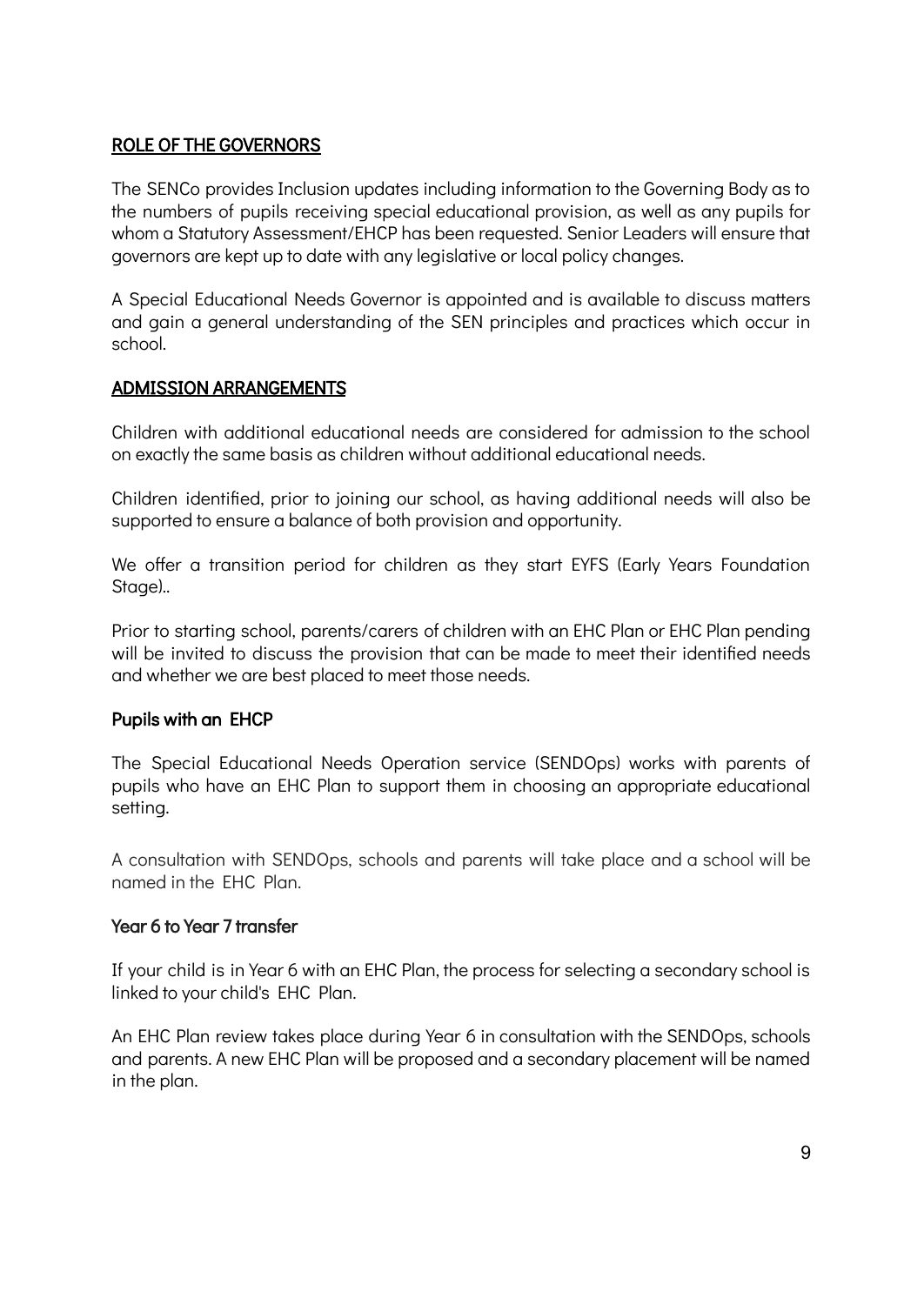## ROLE OF THE GOVERNORS

The SENCo provides Inclusion updates including information to the Governing Body as to the numbers of pupils receiving special educational provision, as well as any pupils for whom a Statutory Assessment/EHCP has been requested. Senior Leaders will ensure that governors are kept up to date with any legislative or local policy changes.

A Special Educational Needs Governor is appointed and is available to discuss matters and gain a general understanding of the SEN principles and practices which occur in school.

## ADMISSION ARRANGEMENTS

Children with additional educational needs are considered for admission to the school on exactly the same basis as children without additional educational needs.

Children identified, prior to joining our school, as having additional needs will also be supported to ensure a balance of both provision and opportunity.

We offer a transition period for children as they start EYFS (Early Years Foundation Stage)..

Prior to starting school, parents/carers of children with an EHC Plan or EHC Plan pending will be invited to discuss the provision that can be made to meet their identified needs and whether we are best placed to meet those needs.

### Pupils with an EHCP

The Special Educational Needs Operation service (SENDOps) works with parents of pupils who have an EHC Plan to support them in choosing an appropriate educational setting.

A consultation with SENDOps, schools and parents will take place and a school will be named in the EHC Plan.

### Year 6 to Year 7 transfer

If your child is in Year 6 with an EHC Plan, the process for selecting a secondary school is linked to your child's EHC Plan.

An EHC Plan review takes place during Year 6 in consultation with the SENDOps, schools and parents. A new EHC Plan will be proposed and a secondary placement will be named in the plan.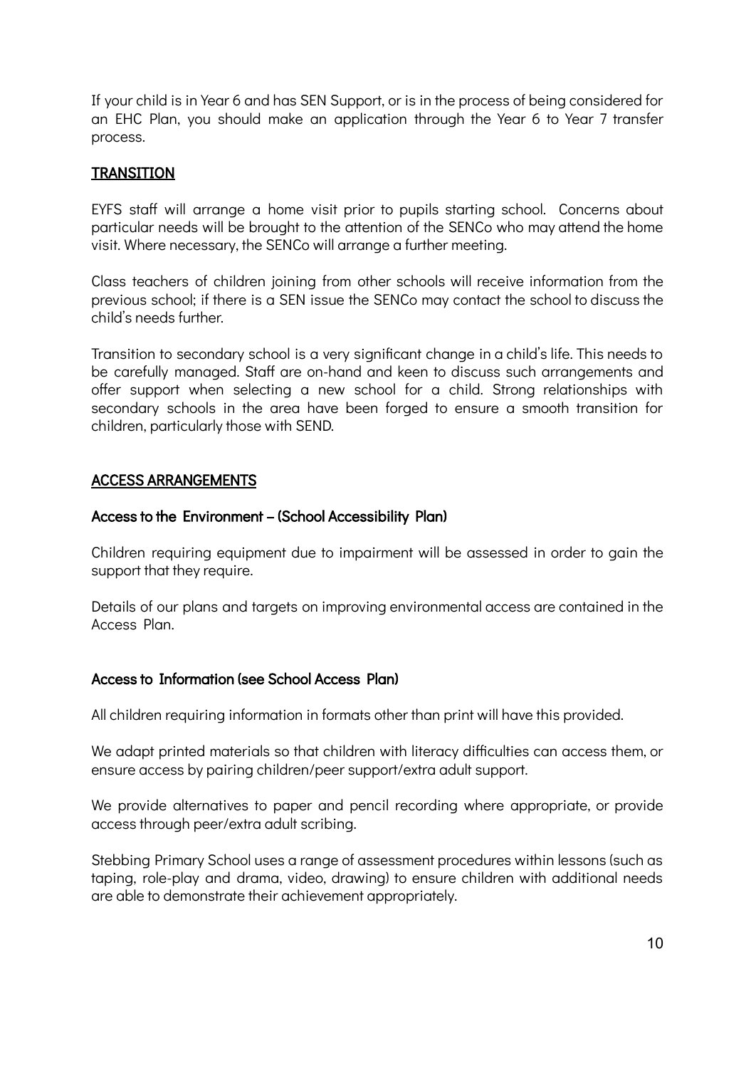If your child is in Year 6 and has SEN Support, or is in the process of being considered for an EHC Plan, you should make an application through the Year 6 to Year 7 transfer process.

## TRANSITION

EYFS staff will arrange a home visit prior to pupils starting school. Concerns about particular needs will be brought to the attention of the SENCo who may attend the home visit. Where necessary, the SENCo will arrange a further meeting.

Class teachers of children joining from other schools will receive information from the previous school; if there is a SEN issue the SENCo may contact the school to discuss the child's needs further.

Transition to secondary school is a very significant change in a child's life. This needs to be carefully managed. Staff are on-hand and keen to discuss such arrangements and offer support when selecting a new school for a child. Strong relationships with secondary schools in the area have been forged to ensure a smooth transition for children, particularly those with SEND.

## ACCESS ARRANGEMENTS

### Access to the Environment – (School Accessibility Plan)

Children requiring equipment due to impairment will be assessed in order to gain the support that they require.

Details of our plans and targets on improving environmental access are contained in the Access Plan.

### Access to Information (see School Access Plan)

All children requiring information in formats other than print will have this provided.

We adapt printed materials so that children with literacy difficulties can access them, or ensure access by pairing children/peer support/extra adult support.

We provide alternatives to paper and pencil recording where appropriate, or provide access through peer/extra adult scribing.

Stebbing Primary School uses a range of assessment procedures within lessons (such as taping, role-play and drama, video, drawing) to ensure children with additional needs are able to demonstrate their achievement appropriately.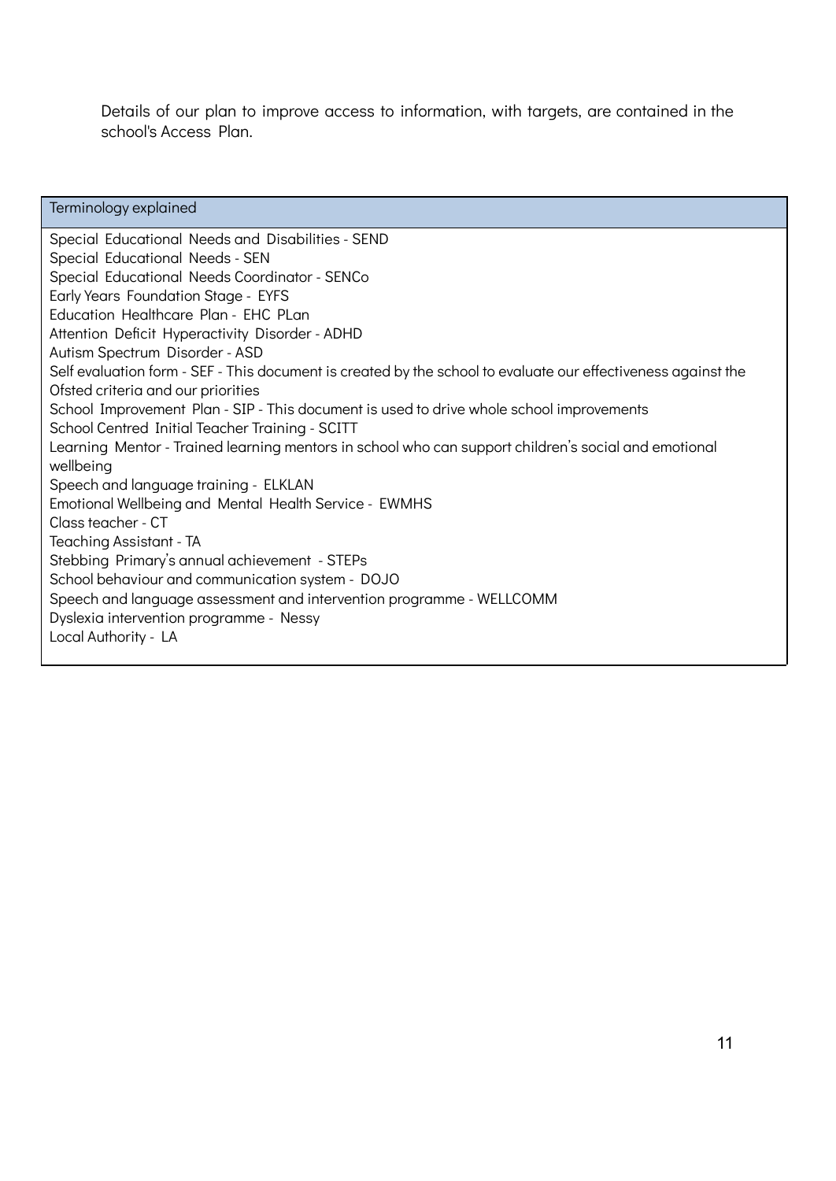Details of our plan to improve access to information, with targets, are contained in the school's Access Plan.

| Terminology explained |
|---|
| Special Educational Needs and Disabilities - SEND<br>Special Educational Needs - SEN<br>Special Educational Needs Coordinator - SENCo<br>Early Years Foundation Stage - EYFS<br>Education Healthcare Plan - EHC PLan<br>Attention Deficit Hyperactivity Disorder - ADHD<br>Autism Spectrum Disorder - ASD<br>Self evaluation form - SEF - This document is created by the school to evaluate our effectiveness against the Ofsted criteria and our priorities<br>School Improvement Plan - SIP - This document is used to drive whole school improvements<br>School Centred Initial Teacher Training - SCITT<br>Learning Mentor - Trained learning mentors in school who can support children's social and emotional wellbeing<br>Speech and language training - ELKLAN<br>Emotional Wellbeing and Mental Health Service - EWMHS<br>Class teacher - CT<br>Teaching Assistant - TA<br>Stebbing Primary's annual achievement - STEPs<br>School behaviour and communication system - DOJO<br>Speech and language assessment and intervention programme - WELLCOMM<br>Dyslexia intervention programme - Nessy<br>Local Authority - LA |